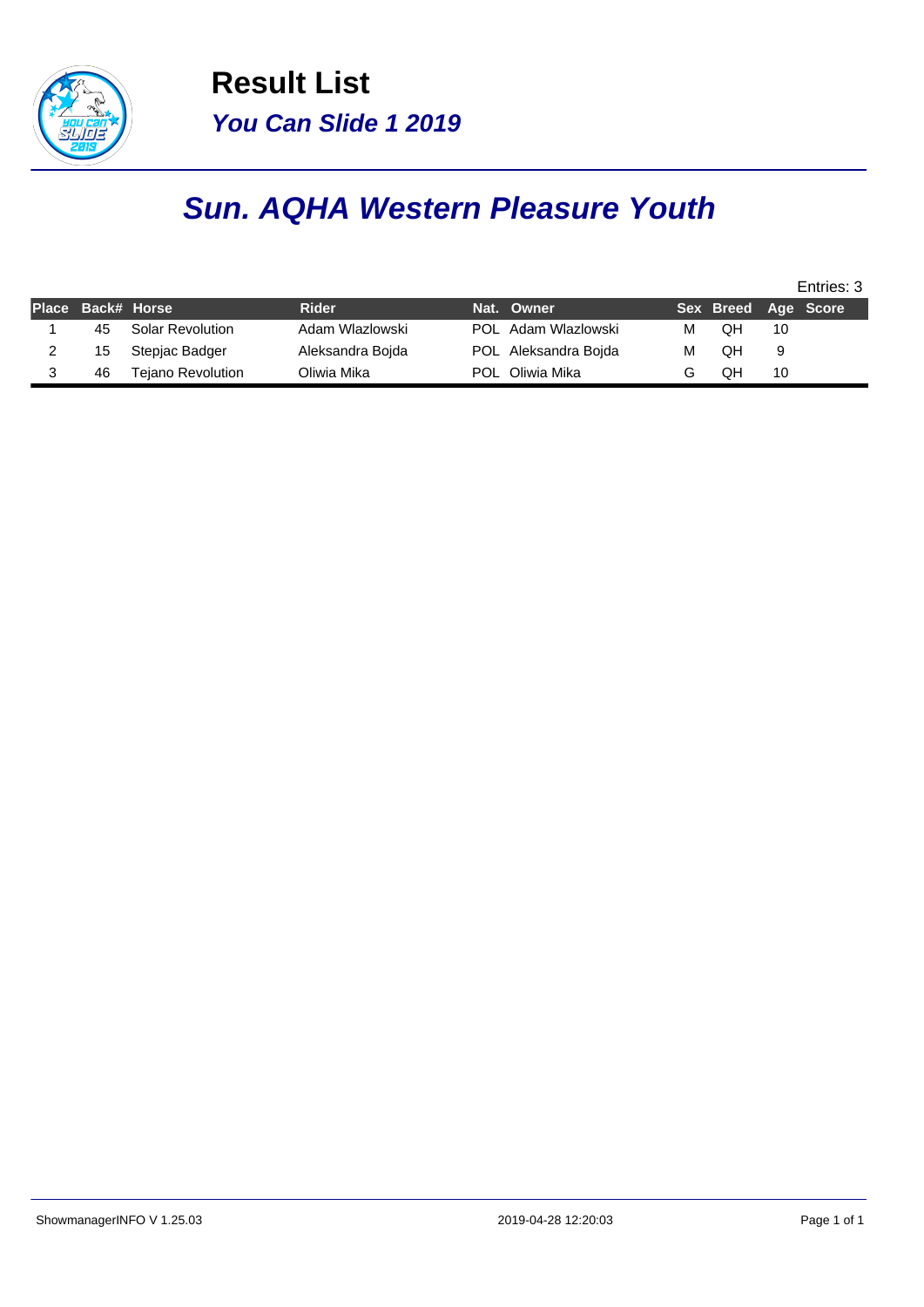# Result List

## *You Can Slide 1 2019*

## *Sun. AQHA Western Pleasure Youth*

Entries: 3

| Place | Back# | Horse | Rider | Nat. | Owner | Sex | Breed | Age | Score |
|---|---|---|---|---|---|---|---|---|---|
| 1 | 45 | Solar Revolution | Adam Wlazlowski | POL | Adam Wlazlowski | M | QH | 10 | |
| 2 | 15 | Stepjac Badger | Aleksandra Bojda | POL | Aleksandra Bojda | M | QH | 9 | |
| 3 | 46 | Tejano Revolution | Oliwia Mika | POL | Oliwia Mika | G | QH | 10 | |

ShowmanagerINFO V 1.25.03 2019-04-28 12:20:03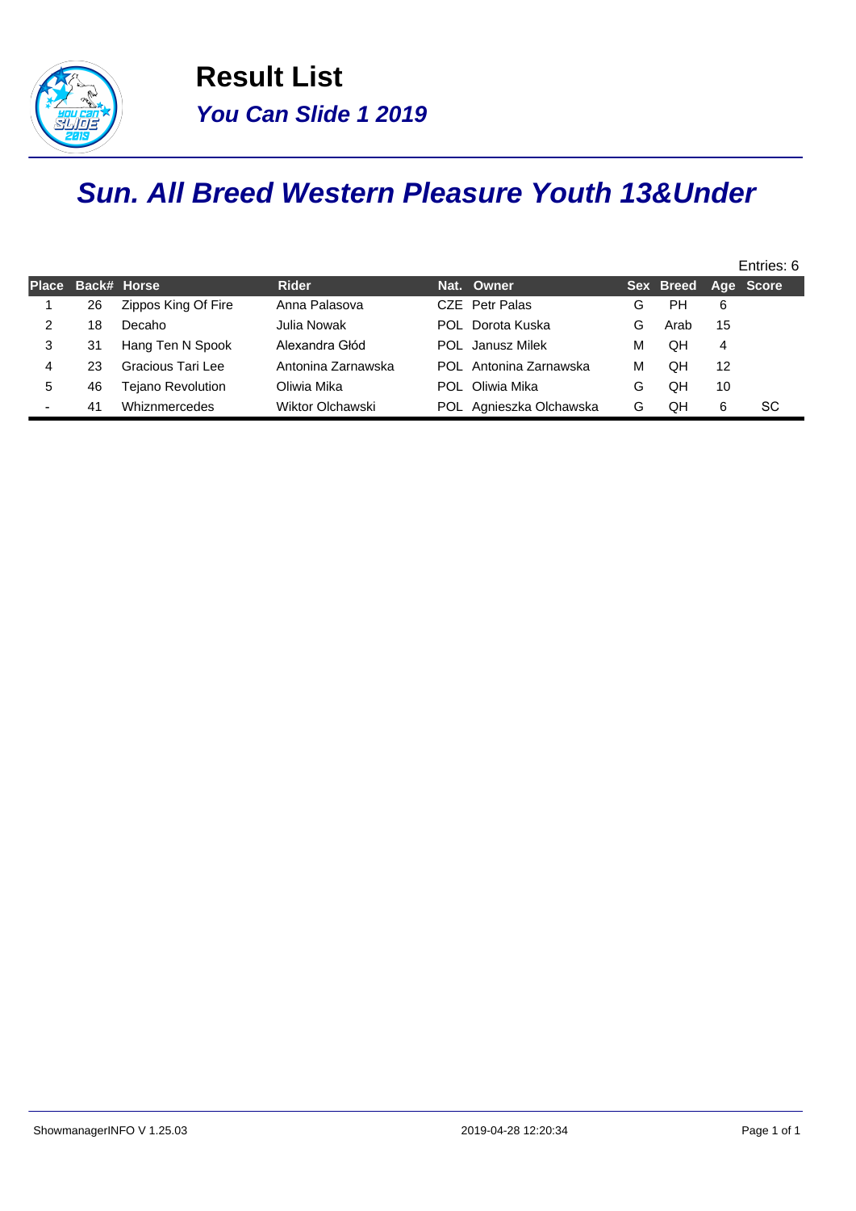# Result List

## *You Can Slide 1 2019*

## *Sun. All Breed Western Pleasure Youth 13&Under*

Entries: 6

| Place | Back# | Horse | Rider | Nat. | Owner | Sex | Breed | Age | Score |
|---|---|---|---|---|---|---|---|---|---|
| 1 | 26 | Zippos King Of Fire | Anna Palasova | CZE | Petr Palas | G | PH | 6 | |
| 2 | 18 | Decaho | Julia Nowak | POL | Dorota Kuska | G | Arab | 15 | |
| 3 | 31 | Hang Ten N Spook | Alexandra Głód | POL | Janusz Milek | M | QH | 4 | |
| 4 | 23 | Gracious Tari Lee | Antonina Zarnawska | POL | Antonina Zarnawska | M | QH | 12 | |
| 5 | 46 | Tejano Revolution | Oliwia Mika | POL | Oliwia Mika | G | QH | 10 | |
| - | 41 | Whiznmercedes | Wiktor Olchawski | POL | Agnieszka Olchawska | G | QH | 6 | SC |

ShowmanagerINFO V 1.25.03 2019-04-28 12:20:34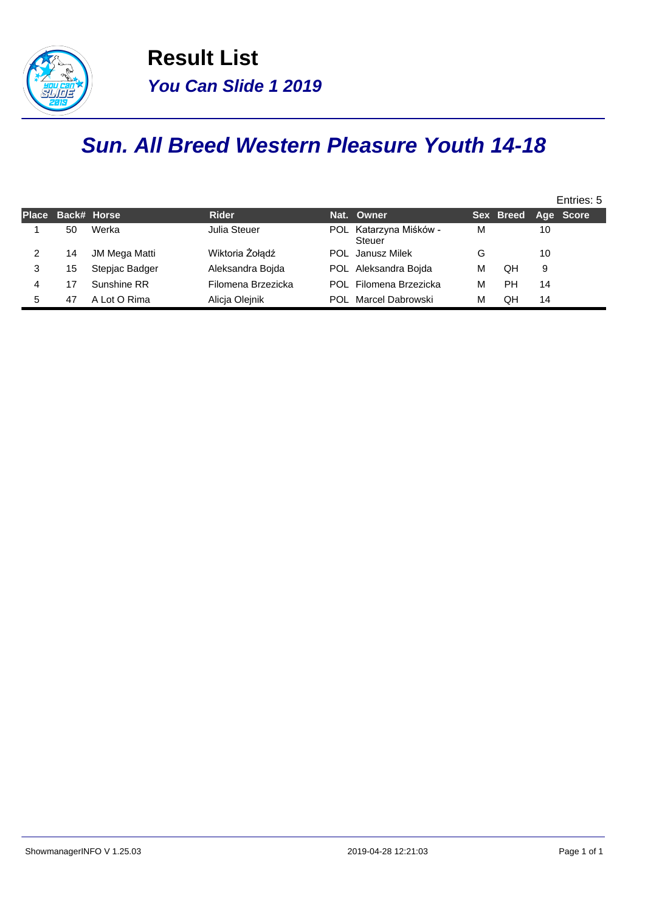# Result List

## *You Can Slide 1 2019*

## *Sun. All Breed Western Pleasure Youth 14-18*

Entries: 5

| Place | Back# | Horse | Rider | Nat. | Owner | Sex | Breed | Age | Score |
|---|---|---|---|---|---|---|---|---|---|
| 1 | 50 | Werka | Julia Steuer | POL | Katarzyna Miśków - Steuer | M | | 10 | |
| 2 | 14 | JM Mega Matti | Wiktoria Żołądź | POL | Janusz Milek | G | | 10 | |
| 3 | 15 | Stepjac Badger | Aleksandra Bojda | POL | Aleksandra Bojda | M | QH | 9 | |
| 4 | 17 | Sunshine RR | Filomena Brzezicka | POL | Filomena Brzezicka | M | PH | 14 | |
| 5 | 47 | A Lot O Rima | Alicja Olejnik | POL | Marcel Dabrowski | M | QH | 14 | |

ShowmanagerINFO V 1.25.03 2019-04-28 12:21:03